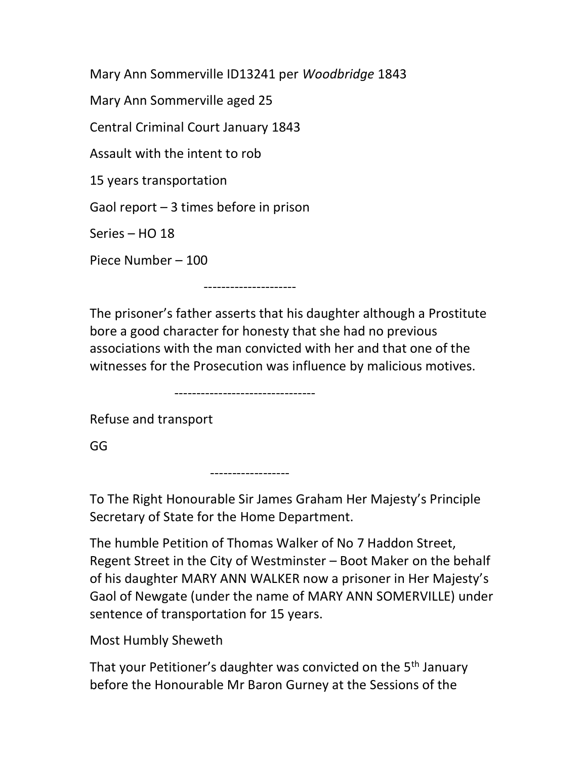Mary Ann Sommerville ID13241 per *Woodbridge* 1843

Mary Ann Sommerville aged 25

Central Criminal Court January 1843

Assault with the intent to rob

15 years transportation

Gaol report – 3 times before in prison

Series – HO 18

Piece Number – 100

---------------------

The prisoner's father asserts that his daughter although a Prostitute bore a good character for honesty that she had no previous associations with the man convicted with her and that one of the witnesses for the Prosecution was influence by malicious motives.

--------------------------------

Refuse and transport

GG

------------------

To The Right Honourable Sir James Graham Her Majesty's Principle Secretary of State for the Home Department.

The humble Petition of Thomas Walker of No 7 Haddon Street, Regent Street in the City of Westminster – Boot Maker on the behalf of his daughter MARY ANN WALKER now a prisoner in Her Majesty's Gaol of Newgate (under the name of MARY ANN SOMERVILLE) under sentence of transportation for 15 years.

Most Humbly Sheweth

That your Petitioner's daughter was convicted on the 5th January before the Honourable Mr Baron Gurney at the Sessions of the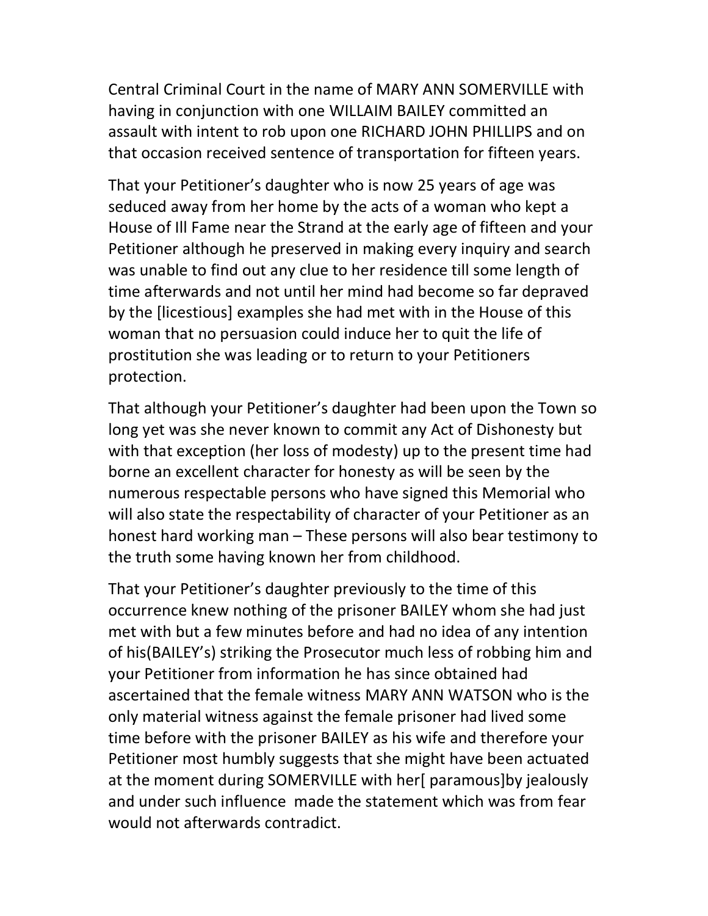Central Criminal Court in the name of MARY ANN SOMERVILLE with having in conjunction with one WILLAIM BAILEY committed an assault with intent to rob upon one RICHARD JOHN PHILLIPS and on that occasion received sentence of transportation for fifteen years.

That your Petitioner's daughter who is now 25 years of age was seduced away from her home by the acts of a woman who kept a House of Ill Fame near the Strand at the early age of fifteen and your Petitioner although he preserved in making every inquiry and search was unable to find out any clue to her residence till some length of time afterwards and not until her mind had become so far depraved by the [licestious] examples she had met with in the House of this woman that no persuasion could induce her to quit the life of prostitution she was leading or to return to your Petitioners protection.

That although your Petitioner's daughter had been upon the Town so long yet was she never known to commit any Act of Dishonesty but with that exception (her loss of modesty) up to the present time had borne an excellent character for honesty as will be seen by the numerous respectable persons who have signed this Memorial who will also state the respectability of character of your Petitioner as an honest hard working man – These persons will also bear testimony to the truth some having known her from childhood.

That your Petitioner's daughter previously to the time of this occurrence knew nothing of the prisoner BAILEY whom she had just met with but a few minutes before and had no idea of any intention of his(BAILEY's) striking the Prosecutor much less of robbing him and your Petitioner from information he has since obtained had ascertained that the female witness MARY ANN WATSON who is the only material witness against the female prisoner had lived some time before with the prisoner BAILEY as his wife and therefore your Petitioner most humbly suggests that she might have been actuated at the moment during SOMERVILLE with her[ paramous]by jealously and under such influence made the statement which was from fear would not afterwards contradict.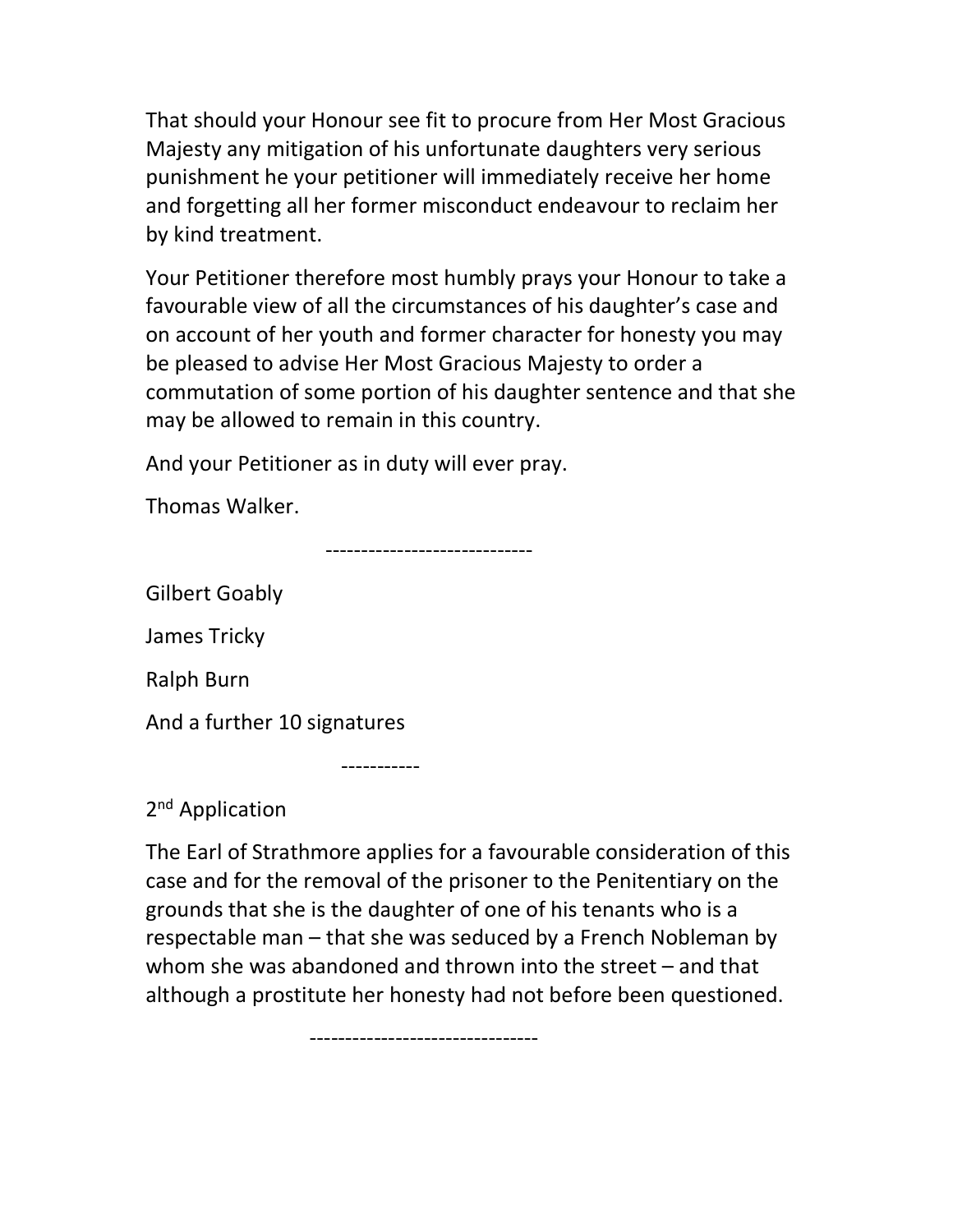That should your Honour see fit to procure from Her Most Gracious Majesty any mitigation of his unfortunate daughters very serious punishment he your petitioner will immediately receive her home and forgetting all her former misconduct endeavour to reclaim her by kind treatment.

Your Petitioner therefore most humbly prays your Honour to take a favourable view of all the circumstances of his daughter's case and on account of her youth and former character for honesty you may be pleased to advise Her Most Gracious Majesty to order a commutation of some portion of his daughter sentence and that she may be allowed to remain in this country.

And your Petitioner as in duty will ever pray.

Thomas Walker.

-----------------------------

Gilbert Goably

James Tricky

Ralph Burn

And a further 10 signatures

-----------

2nd Application

The Earl of Strathmore applies for a favourable consideration of this case and for the removal of the prisoner to the Penitentiary on the grounds that she is the daughter of one of his tenants who is a respectable man – that she was seduced by a French Nobleman by whom she was abandoned and thrown into the street – and that although a prostitute her honesty had not before been questioned.

--------------------------------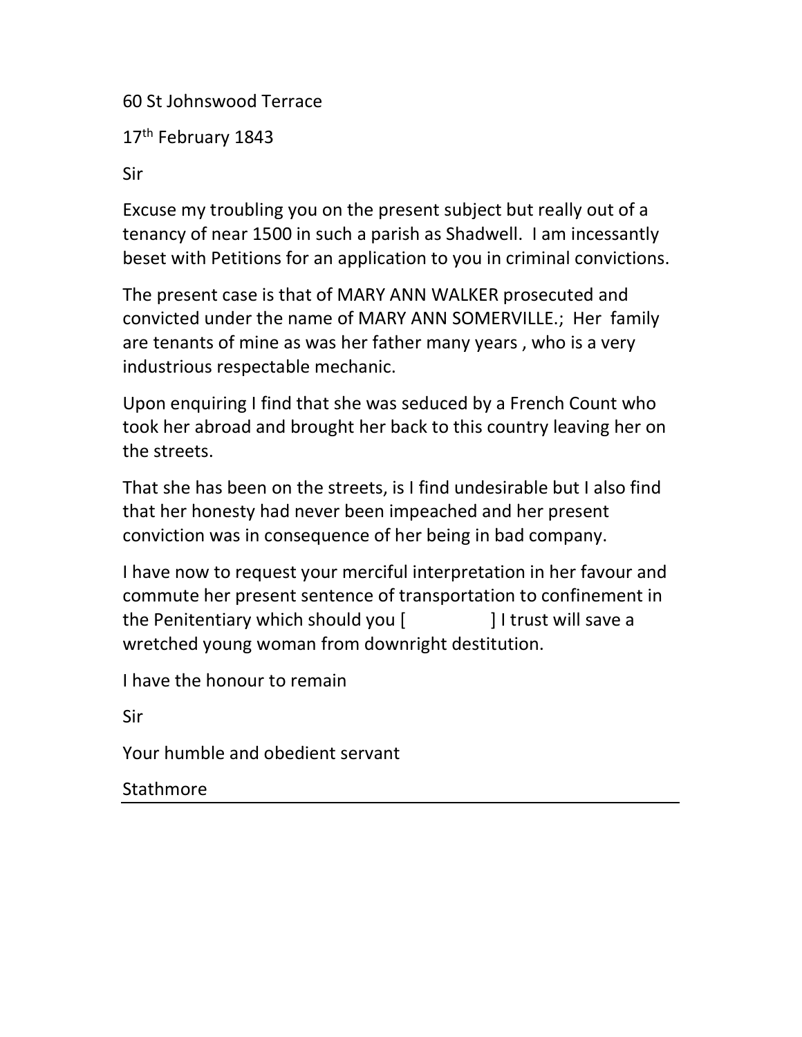60 St Johnswood Terrace

17th February 1843

Sir

Excuse my troubling you on the present subject but really out of a tenancy of near 1500 in such a parish as Shadwell.  I am incessantly beset with Petitions for an application to you in criminal convictions.

The present case is that of MARY ANN WALKER prosecuted and convicted under the name of MARY ANN SOMERVILLE.;  Her  family are tenants of mine as was her father many years , who is a very industrious respectable mechanic.

Upon enquiring I find that she was seduced by a French Count who took her abroad and brought her back to this country leaving her on the streets.

That she has been on the streets, is I find undesirable but I also find that her honesty had never been impeached and her present conviction was in consequence of her being in bad company.

I have now to request your merciful interpretation in her favour and commute her present sentence of transportation to confinement in the Penitentiary which should you [                ] I trust will save a wretched young woman from downright destitution.

I have the honour to remain

Sir

Your humble and obedient servant

Stathmore